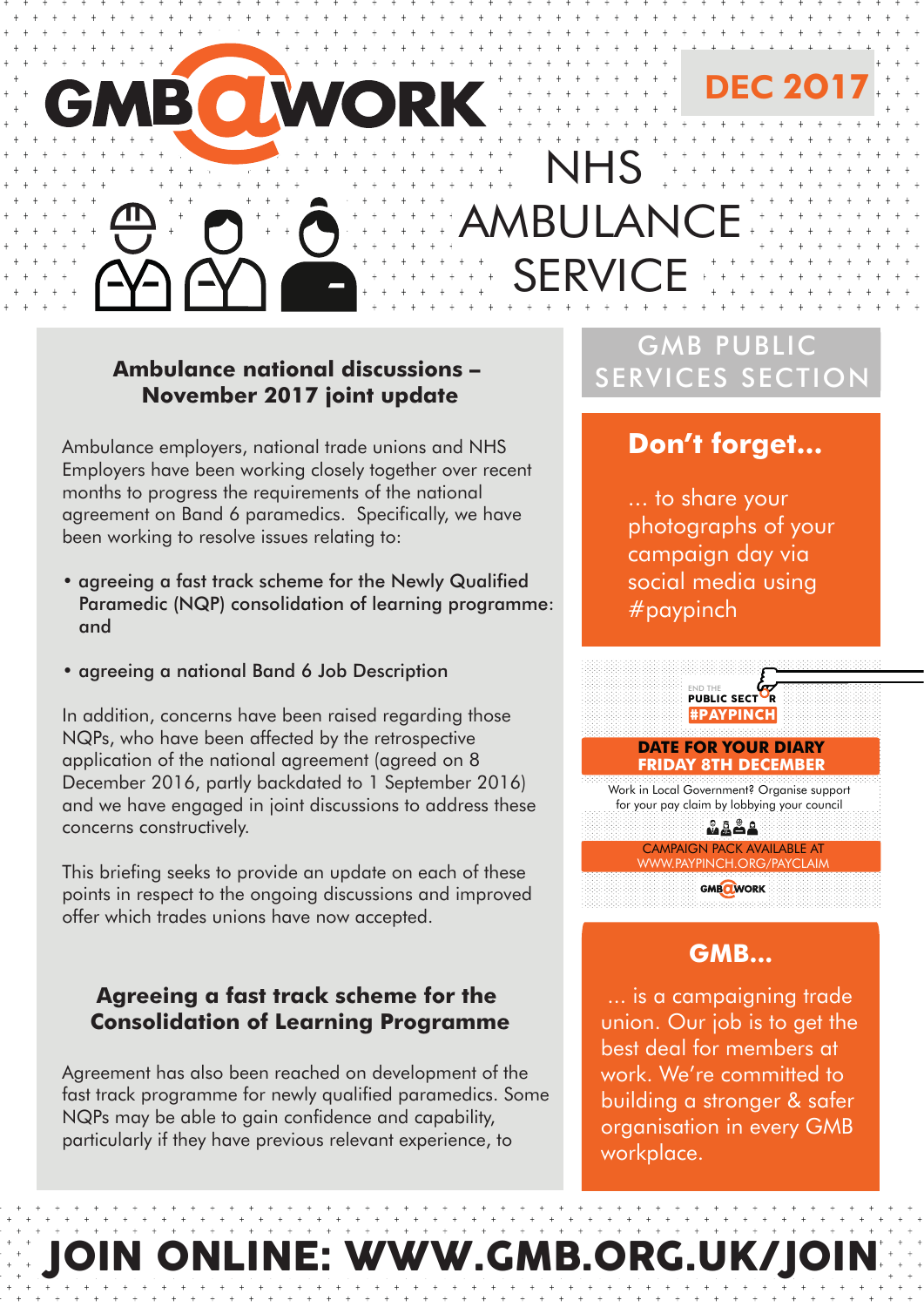# GMB@WORK

**DEC 2017**

# NHS AMBULANCE SERVICE

## Ambulance national discussions – November 2017 joint update

Ambulance employers, national trade unions and NHS Employers have been working closely together over recent months to progress the requirements of the national agreement on Band 6 paramedics. Specifically, we have been working to resolve issues relating to:

- agreeing a fast track scheme for the Newly Qualified Paramedic (NQP) consolidation of learning programme: and
- agreeing a national Band 6 Job Description

In addition, concerns have been raised regarding those NQPs, who have been affected by the retrospective application of the national agreement (agreed on 8 December 2016, partly backdated to 1 September 2016) and we have engaged in joint discussions to address these concerns constructively.

This briefing seeks to provide an update on each of these points in respect to the ongoing discussions and improved offer which trades unions have now accepted.

### Agreeing a fast track scheme for the Consolidation of Learning Programme

Agreement has also been reached on development of the fast track programme for newly qualified paramedics. Some NQPs may be able to gain confidence and capability, particularly if they have previous relevant experience, to

GMB PUBLIC SERVICES SECTION

**Don't forget...**

... to share your photographs of your campaign day via social media using #paypinch

END THE PUBLIC SECTOR #PAYPINCH

**DATE FOR YOUR DIARY FRIDAY 8TH DECEMBER**

Work in Local Government? Organise support for your pay claim by lobbying your council

CAMPAIGN PACK AVAILABLE AT WWW.PAYPINCH.ORG/PAYCLAIM

GMB@WORK

**GMB...**

... is a campaigning trade union. Our job is to get the best deal for members at work. We're committed to building a stronger & safer organisation in every GMB workplace.

**JOIN ONLINE: WWW.GMB.ORG.UK/JOIN**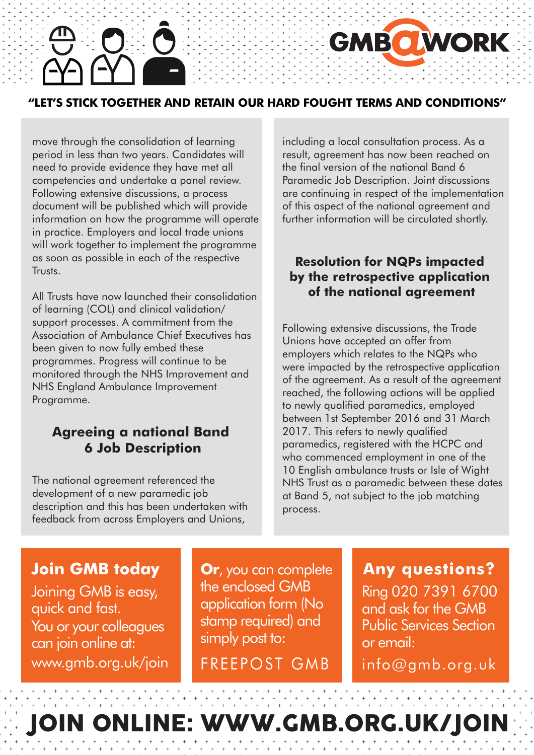**"LET'S STICK TOGETHER AND RETAIN OUR HARD FOUGHT TERMS AND CONDITIONS"**

move through the consolidation of learning period in less than two years. Candidates will need to provide evidence they have met all competencies and undertake a panel review. Following extensive discussions, a process document will be published which will provide information on how the programme will operate in practice. Employers and local trade unions will work together to implement the programme as soon as possible in each of the respective Trusts.

All Trusts have now launched their consolidation of learning (COL) and clinical validation/ support processes. A commitment from the Association of Ambulance Chief Executives has been given to now fully embed these programmes. Progress will continue to be monitored through the NHS Improvement and NHS England Ambulance Improvement Programme.

## Agreeing a national Band 6 Job Description

The national agreement referenced the development of a new paramedic job description and this has been undertaken with feedback from across Employers and Unions, including a local consultation process. As a result, agreement has now been reached on the final version of the national Band 6 Paramedic Job Description. Joint discussions are continuing in respect of the implementation of this aspect of the national agreement and further information will be circulated shortly.

## Resolution for NQPs impacted by the retrospective application of the national agreement

Following extensive discussions, the Trade Unions have accepted an offer from employers which relates to the NQPs who were impacted by the retrospective application of the agreement. As a result of the agreement reached, the following actions will be applied to newly qualified paramedics, employed between 1st September 2016 and 31 March 2017. This refers to newly qualified paramedics, registered with the HCPC and who commenced employment in one of the 10 English ambulance trusts or Isle of Wight NHS Trust as a paramedic between these dates at Band 5, not subject to the job matching process.

**Join GMB today**

Joining GMB is easy, quick and fast.
You or your colleagues can join online at:
www.gmb.org.uk/join

**Or**, you can complete the enclosed GMB application form (No stamp required) and simply post to:
FREEPOST GMB

**Any questions?**

Ring 020 7391 6700 and ask for the GMB Public Services Section or email:
info@gmb.org.uk

**JOIN ONLINE: WWW.GMB.ORG.UK/JOIN**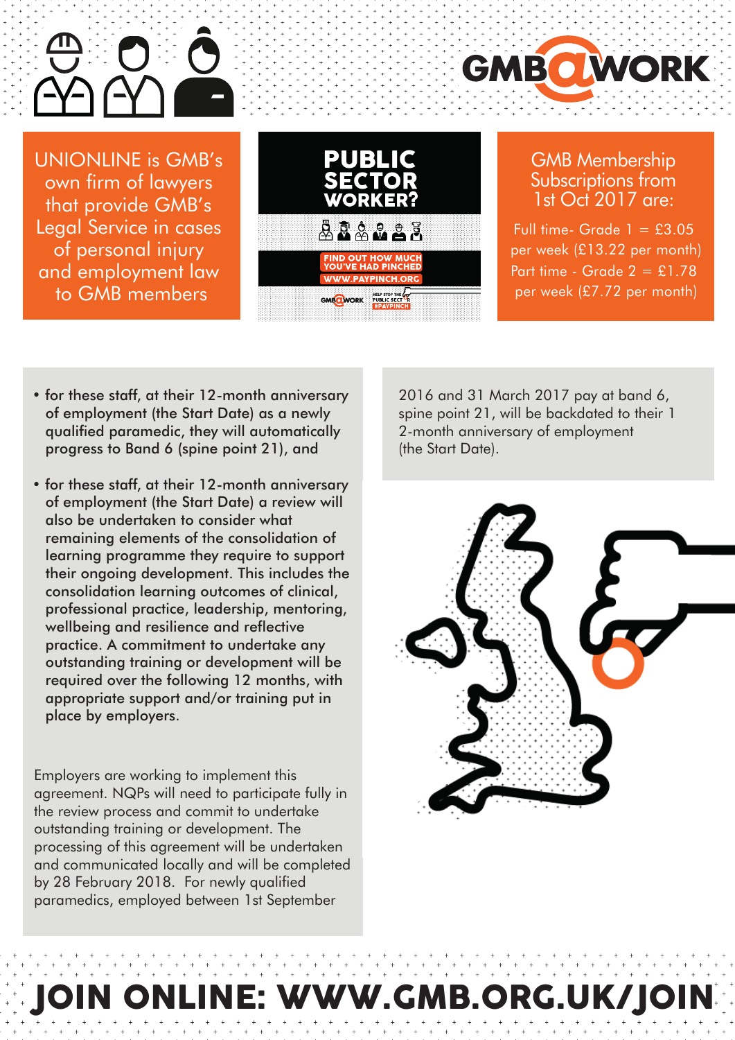GMB@WORK

UNIONLINE is GMB's own firm of lawyers that provide GMB's Legal Service in cases of personal injury and employment law to GMB members

**PUBLIC SECTOR WORKER?**

FIND OUT HOW MUCH YOU'VE HAD PINCHED
WWW.PAYPINCH.ORG

GMB Membership Subscriptions from 1st Oct 2017 are:

Full time- Grade 1 = £3.05 per week (£13.22 per month)
Part time - Grade 2 = £1.78 per week (£7.72 per month)

- for these staff, at their 12-month anniversary of employment (the Start Date) as a newly qualified paramedic, they will automatically progress to Band 6 (spine point 21), and
- for these staff, at their 12-month anniversary of employment (the Start Date) a review will also be undertaken to consider what remaining elements of the consolidation of learning programme they require to support their ongoing development. This includes the consolidation learning outcomes of clinical, professional practice, leadership, mentoring, wellbeing and resilience and reflective practice. A commitment to undertake any outstanding training or development will be required over the following 12 months, with appropriate support and/or training put in place by employers.

Employers are working to implement this agreement. NQPs will need to participate fully in the review process and commit to undertake outstanding training or development. The processing of this agreement will be undertaken and communicated locally and will be completed by 28 February 2018. For newly qualified paramedics, employed between 1st September 2016 and 31 March 2017 pay at band 6, spine point 21, will be backdated to their 12-month anniversary of employment (the Start Date).

**JOIN ONLINE: WWW.GMB.ORG.UK/JOIN**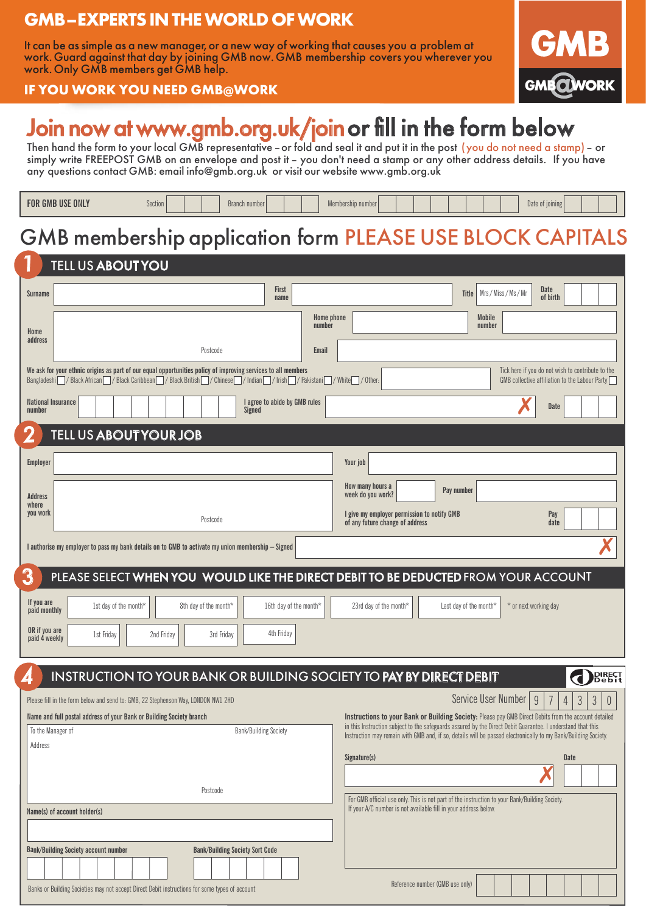# GMB – EXPERTS IN THE WORLD OF WORK

It can be as simple as a new manager, or a new way of working that causes you a problem at work. Guard against that day by joining GMB now. GMB membership covers you wherever you work. Only GMB members get GMB help.

**IF YOU WORK YOU NEED GMB@WORK**

GMB

GMB@WORK

## Join now at www.gmb.org.uk/join or fill in the form below

Then hand the form to your local GMB representative – or fold and seal it and put it in the post (you do not need a stamp) – or simply write FREEPOST GMB on an envelope and post it – you don't need a stamp or any other address details. If you have any questions contact GMB: email info@gmb.org.uk or visit our website www.gmb.org.uk

| FOR GMB USE ONLY | Section | Branch number | Membership number | Date of joining |
|---|---|---|---|---|
| | | | | |

## GMB membership application form PLEASE USE BLOCK CAPITALS

### 1 TELL US ABOUT YOU

Surname | First name | Title Mrs / Miss / Ms / Mr | Date of birth

Home address | Postcode | Home phone number | Mobile number | Email

We ask for your ethnic origins as part of our equal opportunities policy of improving services to all members

Bangladeshi ☐ / Black African ☐ / Black Caribbean ☐ / Black British ☐ / Chinese ☐ / Indian ☐ / Irish ☐ / Pakistani ☐ / White ☐ / Other:

Tick here if you do not wish to contribute to the GMB collective affiliation to the Labour Party ☐

National Insurance number | I agree to abide by GMB rules Signed ✗ | Date

### 2 TELL US ABOUT YOUR JOB

Employer | Your job

Address where you work | Postcode

How many hours a week do you work? | Pay number

I give my employer permission to notify GMB of any future change of address | Pay date

I authorise my employer to pass my bank details on to GMB to activate my union membership – Signed ✗

### 3 PLEASE SELECT WHEN YOU WOULD LIKE THE DIRECT DEBIT TO BE DEDUCTED FROM YOUR ACCOUNT

| | | | | | | |
|---|---|---|---|---|---|---|
| If you are paid monthly | 1st day of the month* | 8th day of the month* | 16th day of the month* | 23rd day of the month* | Last day of the month* | * or next working day |
| OR if you are paid 4 weekly | 1st Friday | 2nd Friday | 3rd Friday | 4th Friday | | |

### 4 INSTRUCTION TO YOUR BANK OR BUILDING SOCIETY TO PAY BY DIRECT DEBIT

DIRECT Debit

Please fill in the form below and send to: GMB, 22 Stephenson Way, LONDON NW1 2HD

Service User Number | 9 | 7 | 4 | 3 | 3 | 0 |

Name and full postal address of your Bank or Building Society branch

To the Manager of | Bank/Building Society

Address

Postcode

Name(s) of account holder(s)

Bank/Building Society account number | Bank/Building Society Sort Code

**Instructions to your Bank or Building Society:** Please pay GMB Direct Debits from the account detailed in this Instruction subject to the safeguards assured by the Direct Debit Guarantee. I understand that this Instruction may remain with GMB and, if so, details will be passed electronically to my Bank/Building Society.

Signature(s) ✗ | Date

For GMB official use only. This is not part of the instruction to your Bank/Building Society. If your A/C number is not available fill in your address below.

Reference number (GMB use only)

Banks or Building Societies may not accept Direct Debit instructions for some types of account